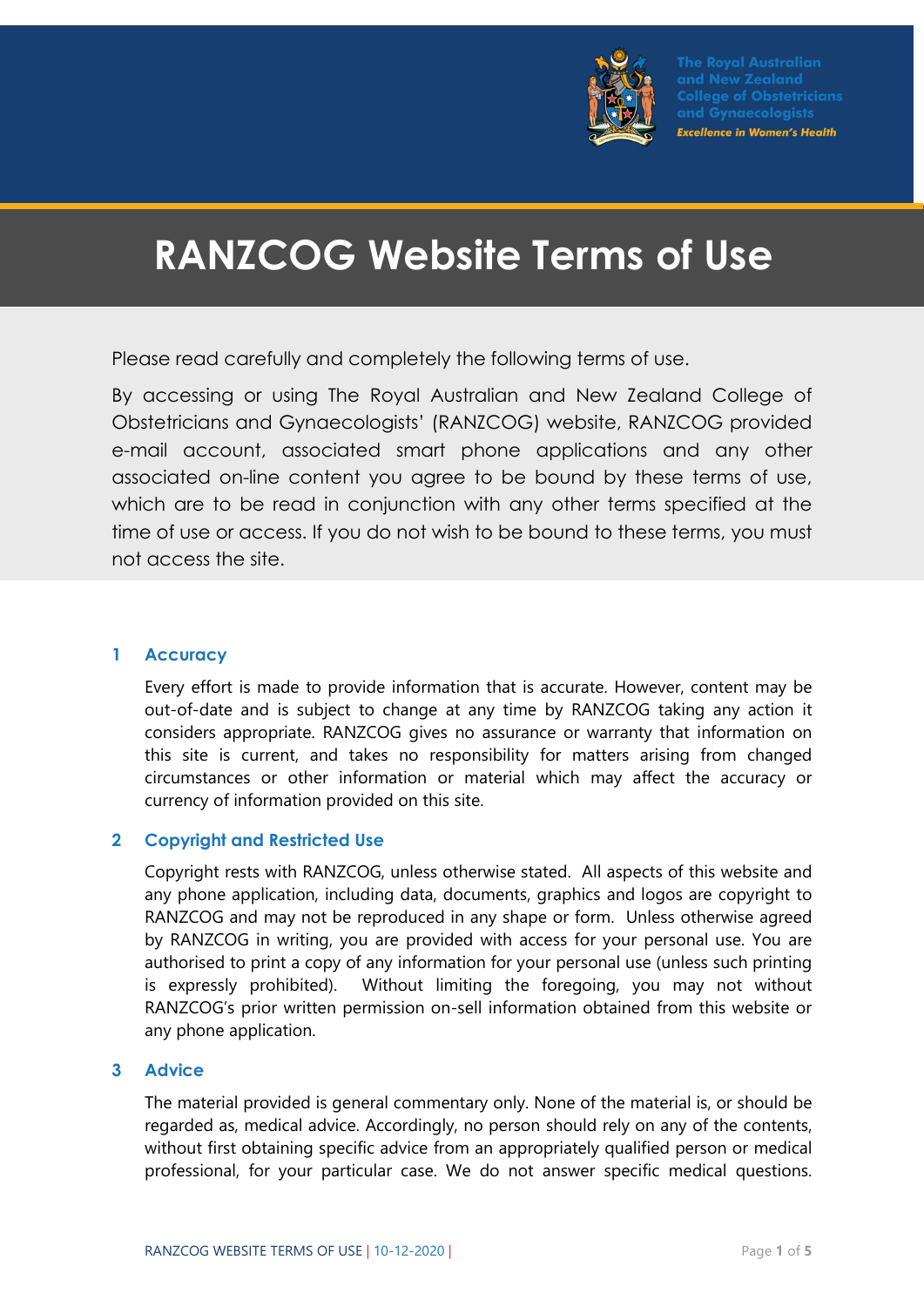The Royal Australian and New Zealand College of Obstetricians and Gynaecologists

*Excellence in Women's Health*

# RANZCOG Website Terms of Use

Please read carefully and completely the following terms of use.

By accessing or using The Royal Australian and New Zealand College of Obstetricians and Gynaecologists' (RANZCOG) website, RANZCOG provided e-mail account, associated smart phone applications and any other associated on-line content you agree to be bound by these terms of use, which are to be read in conjunction with any other terms specified at the time of use or access. If you do not wish to be bound to these terms, you must not access the site.

## 1 Accuracy

Every effort is made to provide information that is accurate. However, content may be out-of-date and is subject to change at any time by RANZCOG taking any action it considers appropriate. RANZCOG gives no assurance or warranty that information on this site is current, and takes no responsibility for matters arising from changed circumstances or other information or material which may affect the accuracy or currency of information provided on this site.

## 2 Copyright and Restricted Use

Copyright rests with RANZCOG, unless otherwise stated. All aspects of this website and any phone application, including data, documents, graphics and logos are copyright to RANZCOG and may not be reproduced in any shape or form. Unless otherwise agreed by RANZCOG in writing, you are provided with access for your personal use. You are authorised to print a copy of any information for your personal use (unless such printing is expressly prohibited). Without limiting the foregoing, you may not without RANZCOG's prior written permission on-sell information obtained from this website or any phone application.

## 3 Advice

The material provided is general commentary only. None of the material is, or should be regarded as, medical advice. Accordingly, no person should rely on any of the contents, without first obtaining specific advice from an appropriately qualified person or medical professional, for your particular case. We do not answer specific medical questions.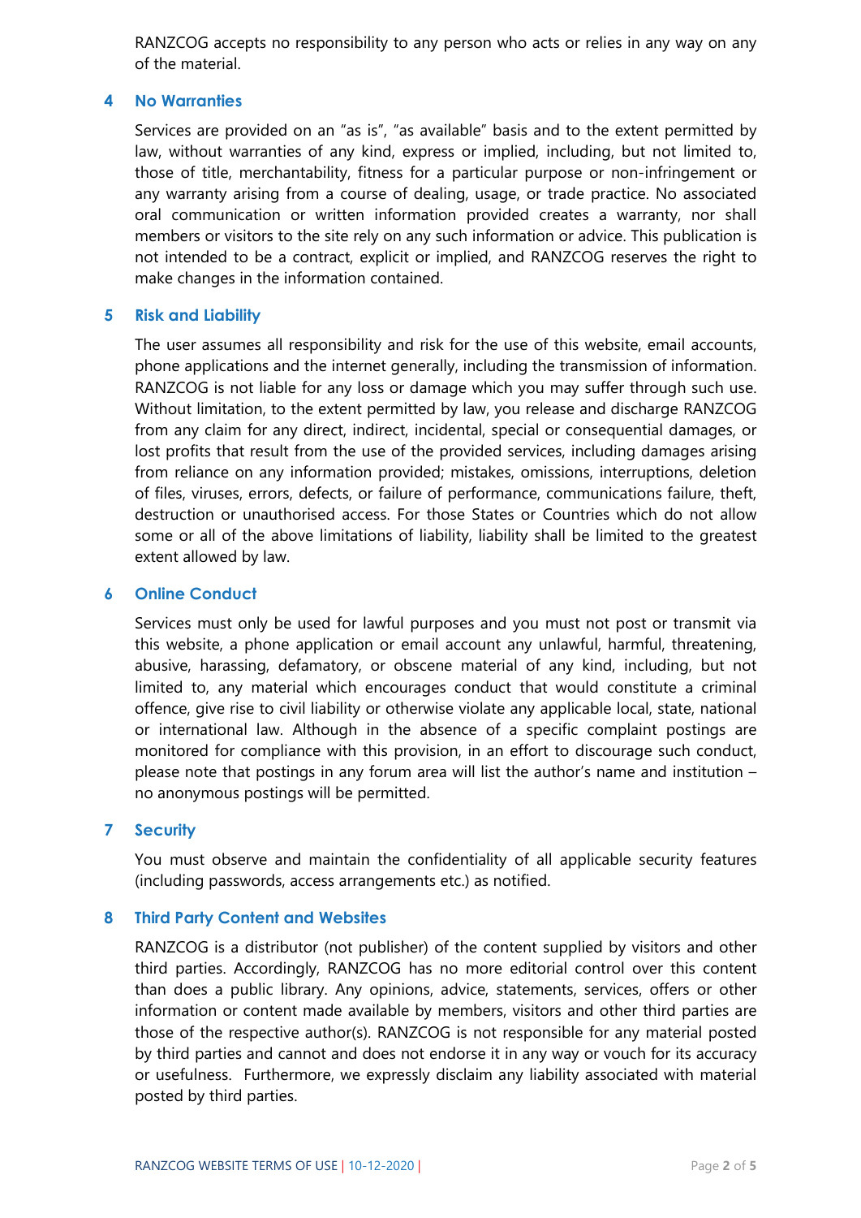RANZCOG accepts no responsibility to any person who acts or relies in any way on any of the material.

## 4 No Warranties

Services are provided on an "as is", "as available" basis and to the extent permitted by law, without warranties of any kind, express or implied, including, but not limited to, those of title, merchantability, fitness for a particular purpose or non-infringement or any warranty arising from a course of dealing, usage, or trade practice. No associated oral communication or written information provided creates a warranty, nor shall members or visitors to the site rely on any such information or advice. This publication is not intended to be a contract, explicit or implied, and RANZCOG reserves the right to make changes in the information contained.

## 5 Risk and Liability

The user assumes all responsibility and risk for the use of this website, email accounts, phone applications and the internet generally, including the transmission of information. RANZCOG is not liable for any loss or damage which you may suffer through such use. Without limitation, to the extent permitted by law, you release and discharge RANZCOG from any claim for any direct, indirect, incidental, special or consequential damages, or lost profits that result from the use of the provided services, including damages arising from reliance on any information provided; mistakes, omissions, interruptions, deletion of files, viruses, errors, defects, or failure of performance, communications failure, theft, destruction or unauthorised access. For those States or Countries which do not allow some or all of the above limitations of liability, liability shall be limited to the greatest extent allowed by law.

## 6 Online Conduct

Services must only be used for lawful purposes and you must not post or transmit via this website, a phone application or email account any unlawful, harmful, threatening, abusive, harassing, defamatory, or obscene material of any kind, including, but not limited to, any material which encourages conduct that would constitute a criminal offence, give rise to civil liability or otherwise violate any applicable local, state, national or international law. Although in the absence of a specific complaint postings are monitored for compliance with this provision, in an effort to discourage such conduct, please note that postings in any forum area will list the author's name and institution – no anonymous postings will be permitted.

## 7 Security

You must observe and maintain the confidentiality of all applicable security features (including passwords, access arrangements etc.) as notified.

## 8 Third Party Content and Websites

RANZCOG is a distributor (not publisher) of the content supplied by visitors and other third parties. Accordingly, RANZCOG has no more editorial control over this content than does a public library. Any opinions, advice, statements, services, offers or other information or content made available by members, visitors and other third parties are those of the respective author(s). RANZCOG is not responsible for any material posted by third parties and cannot and does not endorse it in any way or vouch for its accuracy or usefulness. Furthermore, we expressly disclaim any liability associated with material posted by third parties.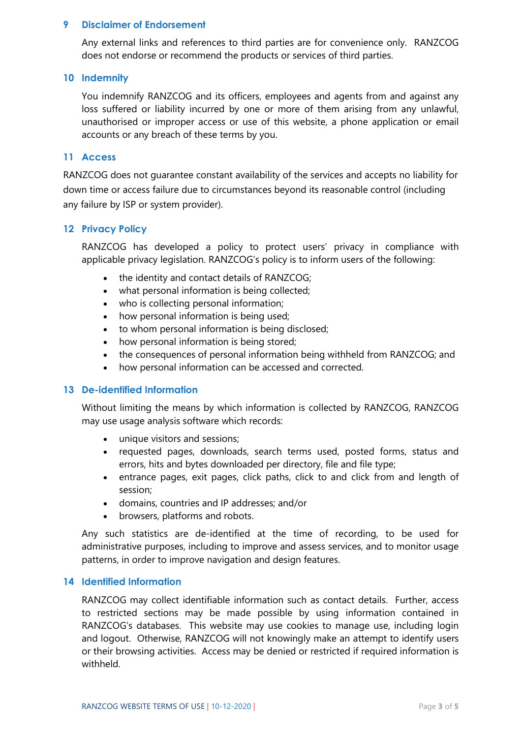## 9 Disclaimer of Endorsement

Any external links and references to third parties are for convenience only. RANZCOG does not endorse or recommend the products or services of third parties.

## 10 Indemnity

You indemnify RANZCOG and its officers, employees and agents from and against any loss suffered or liability incurred by one or more of them arising from any unlawful, unauthorised or improper access or use of this website, a phone application or email accounts or any breach of these terms by you.

## 11 Access

RANZCOG does not guarantee constant availability of the services and accepts no liability for down time or access failure due to circumstances beyond its reasonable control (including any failure by ISP or system provider).

## 12 Privacy Policy

RANZCOG has developed a policy to protect users' privacy in compliance with applicable privacy legislation. RANZCOG's policy is to inform users of the following:

- the identity and contact details of RANZCOG;
- what personal information is being collected;
- who is collecting personal information;
- how personal information is being used;
- to whom personal information is being disclosed;
- how personal information is being stored;
- the consequences of personal information being withheld from RANZCOG; and
- how personal information can be accessed and corrected.

## 13 De-identified Information

Without limiting the means by which information is collected by RANZCOG, RANZCOG may use usage analysis software which records:

- unique visitors and sessions;
- requested pages, downloads, search terms used, posted forms, status and errors, hits and bytes downloaded per directory, file and file type;
- entrance pages, exit pages, click paths, click to and click from and length of session;
- domains, countries and IP addresses; and/or
- browsers, platforms and robots.

Any such statistics are de-identified at the time of recording, to be used for administrative purposes, including to improve and assess services, and to monitor usage patterns, in order to improve navigation and design features.

## 14 Identified Information

RANZCOG may collect identifiable information such as contact details. Further, access to restricted sections may be made possible by using information contained in RANZCOG's databases. This website may use cookies to manage use, including login and logout. Otherwise, RANZCOG will not knowingly make an attempt to identify users or their browsing activities. Access may be denied or restricted if required information is withheld.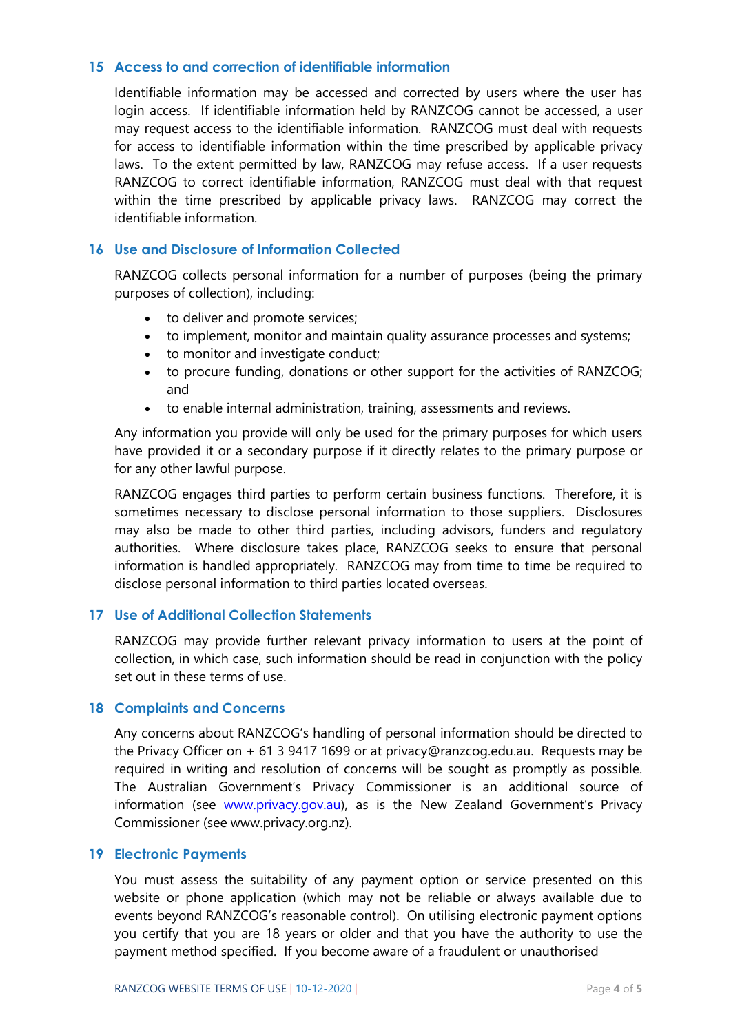## 15 Access to and correction of identifiable information

Identifiable information may be accessed and corrected by users where the user has login access. If identifiable information held by RANZCOG cannot be accessed, a user may request access to the identifiable information. RANZCOG must deal with requests for access to identifiable information within the time prescribed by applicable privacy laws. To the extent permitted by law, RANZCOG may refuse access. If a user requests RANZCOG to correct identifiable information, RANZCOG must deal with that request within the time prescribed by applicable privacy laws. RANZCOG may correct the identifiable information.

## 16 Use and Disclosure of Information Collected

RANZCOG collects personal information for a number of purposes (being the primary purposes of collection), including:

- to deliver and promote services;
- to implement, monitor and maintain quality assurance processes and systems;
- to monitor and investigate conduct;
- to procure funding, donations or other support for the activities of RANZCOG; and
- to enable internal administration, training, assessments and reviews.

Any information you provide will only be used for the primary purposes for which users have provided it or a secondary purpose if it directly relates to the primary purpose or for any other lawful purpose.

RANZCOG engages third parties to perform certain business functions. Therefore, it is sometimes necessary to disclose personal information to those suppliers. Disclosures may also be made to other third parties, including advisors, funders and regulatory authorities. Where disclosure takes place, RANZCOG seeks to ensure that personal information is handled appropriately. RANZCOG may from time to time be required to disclose personal information to third parties located overseas.

## 17 Use of Additional Collection Statements

RANZCOG may provide further relevant privacy information to users at the point of collection, in which case, such information should be read in conjunction with the policy set out in these terms of use.

## 18 Complaints and Concerns

Any concerns about RANZCOG's handling of personal information should be directed to the Privacy Officer on + 61 3 9417 1699 or at privacy@ranzcog.edu.au. Requests may be required in writing and resolution of concerns will be sought as promptly as possible. The Australian Government's Privacy Commissioner is an additional source of information (see [www.privacy.gov.au](http://www.privacy.gov.au)), as is the New Zealand Government's Privacy Commissioner (see www.privacy.org.nz).

## 19 Electronic Payments

You must assess the suitability of any payment option or service presented on this website or phone application (which may not be reliable or always available due to events beyond RANZCOG's reasonable control). On utilising electronic payment options you certify that you are 18 years or older and that you have the authority to use the payment method specified. If you become aware of a fraudulent or unauthorised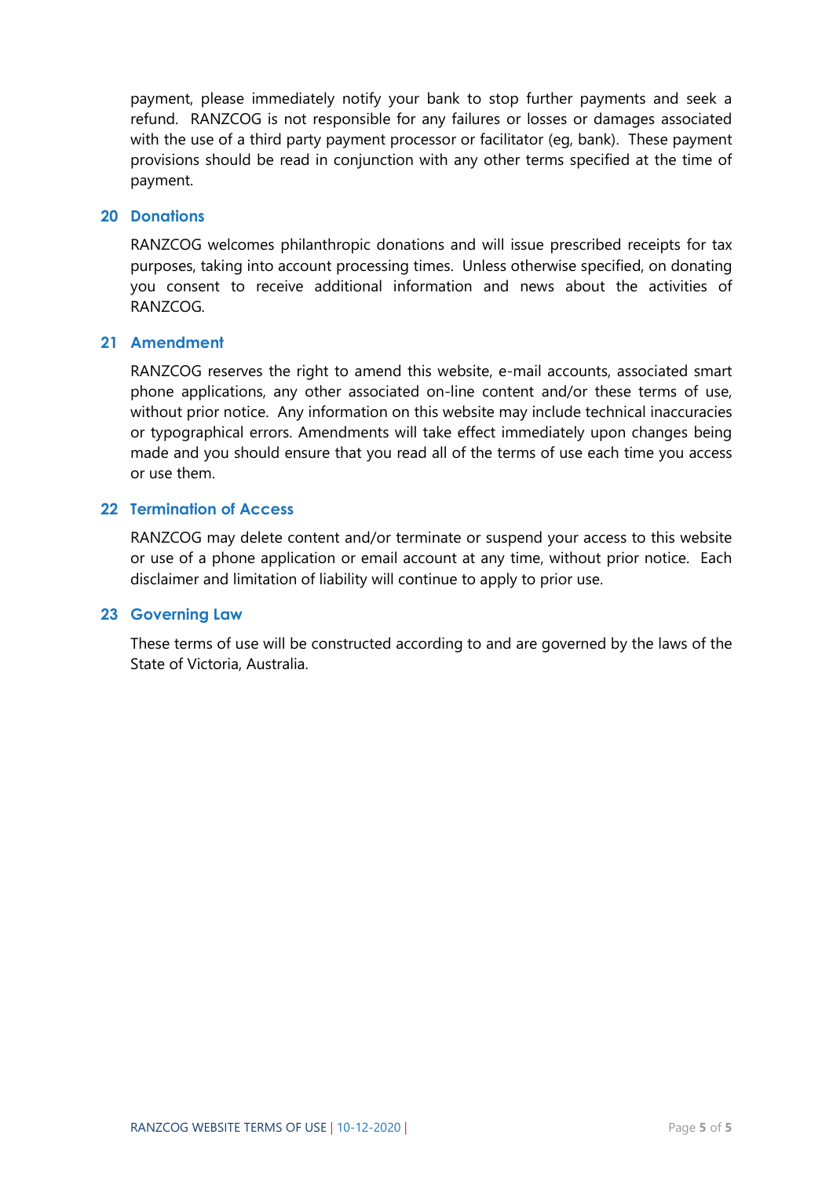payment, please immediately notify your bank to stop further payments and seek a refund. RANZCOG is not responsible for any failures or losses or damages associated with the use of a third party payment processor or facilitator (eg, bank). These payment provisions should be read in conjunction with any other terms specified at the time of payment.

## 20 Donations

RANZCOG welcomes philanthropic donations and will issue prescribed receipts for tax purposes, taking into account processing times. Unless otherwise specified, on donating you consent to receive additional information and news about the activities of RANZCOG.

## 21 Amendment

RANZCOG reserves the right to amend this website, e-mail accounts, associated smart phone applications, any other associated on-line content and/or these terms of use, without prior notice. Any information on this website may include technical inaccuracies or typographical errors. Amendments will take effect immediately upon changes being made and you should ensure that you read all of the terms of use each time you access or use them.

## 22 Termination of Access

RANZCOG may delete content and/or terminate or suspend your access to this website or use of a phone application or email account at any time, without prior notice. Each disclaimer and limitation of liability will continue to apply to prior use.

## 23 Governing Law

These terms of use will be constructed according to and are governed by the laws of the State of Victoria, Australia.